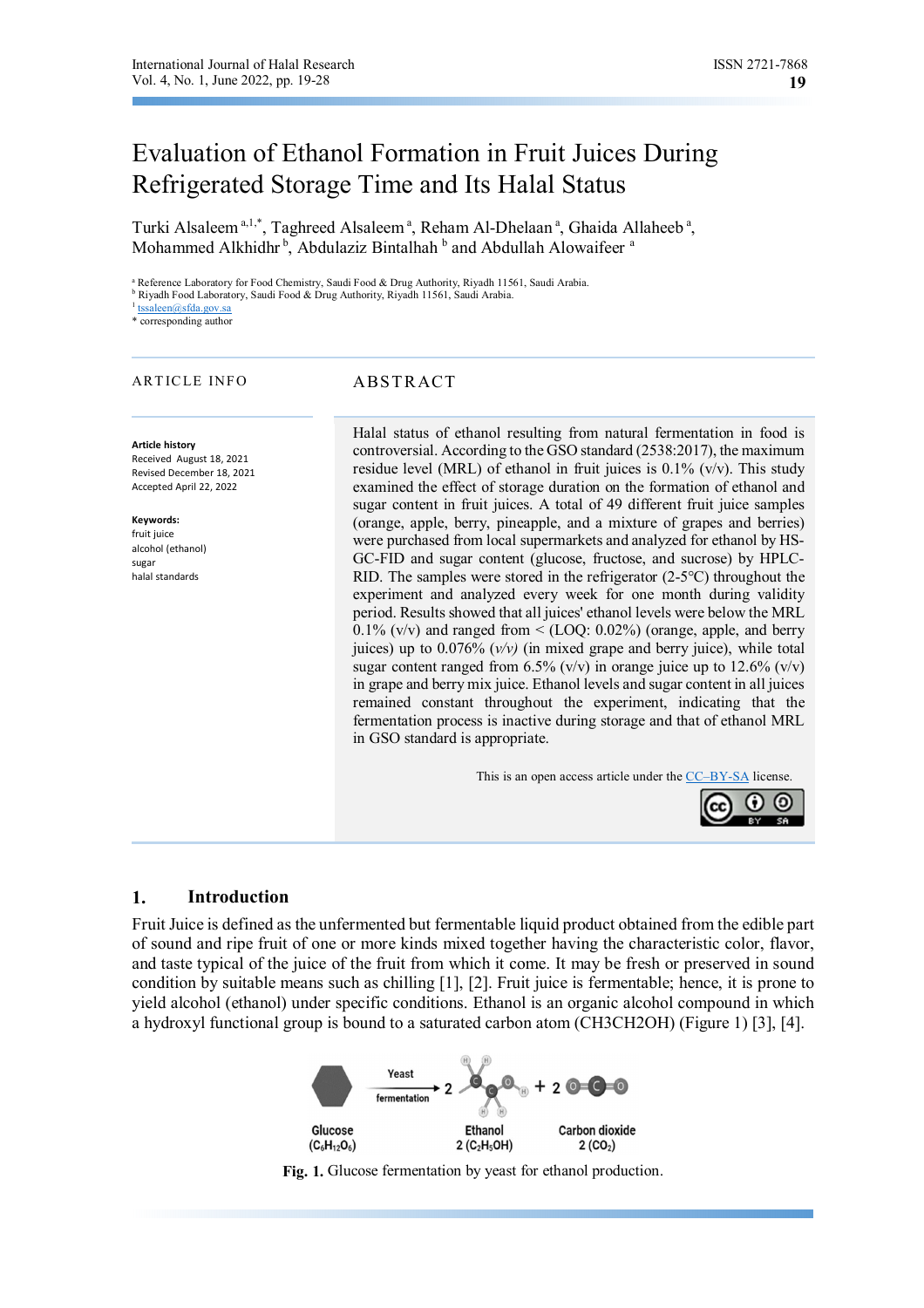# Evaluation of Ethanol Formation in Fruit Juices During Refrigerated Storage Time and Its Halal Status

Turki Alsaleem [a,1,*], Taghreed Alsaleem [a], Reham Al-Dhelaan [a], Ghaida Allaheeb [a], Mohammed Alkhidhr [b], Abdulaziz Bintalhah [b] and Abdullah Alowaifeer [a]

[a] Reference Laboratory for Food Chemistry, Saudi Food & Drug Authority, Riyadh 11561, Saudi Arabia.
[b] Riyadh Food Laboratory, Saudi Food & Drug Authority, Riyadh 11561, Saudi Arabia.
[1] tssaleen@sfda.gov.sa
* corresponding author

## ARTICLE INFO

**Article history**
Received August 18, 2021
Revised December 18, 2021
Accepted April 22, 2022

**Keywords:**
fruit juice
alcohol (ethanol)
sugar
halal standards

## ABSTRACT

Halal status of ethanol resulting from natural fermentation in food is controversial. According to the GSO standard (2538:2017), the maximum residue level (MRL) of ethanol in fruit juices is 0.1% (v/v). This study examined the effect of storage duration on the formation of ethanol and sugar content in fruit juices. A total of 49 different fruit juice samples (orange, apple, berry, pineapple, and a mixture of grapes and berries) were purchased from local supermarkets and analyzed for ethanol by HS-GC-FID and sugar content (glucose, fructose, and sucrose) by HPLC-RID. The samples were stored in the refrigerator (2-5°C) throughout the experiment and analyzed every week for one month during validity period. Results showed that all juices' ethanol levels were below the MRL 0.1% (v/v) and ranged from < (LOQ: 0.02%) (orange, apple, and berry juices) up to 0.076% (*v/v*) (in mixed grape and berry juice), while total sugar content ranged from 6.5% (v/v) in orange juice up to 12.6% (v/v) in grape and berry mix juice. Ethanol levels and sugar content in all juices remained constant throughout the experiment, indicating that the fermentation process is inactive during storage and that of ethanol MRL in GSO standard is appropriate.

This is an open access article under the CC–BY-SA license.

## 1. Introduction

Fruit Juice is defined as the unfermented but fermentable liquid product obtained from the edible part of sound and ripe fruit of one or more kinds mixed together having the characteristic color, flavor, and taste typical of the juice of the fruit from which it come. It may be fresh or preserved in sound condition by suitable means such as chilling [1], [2]. Fruit juice is fermentable; hence, it is prone to yield alcohol (ethanol) under specific conditions. Ethanol is an organic alcohol compound in which a hydroxyl functional group is bound to a saturated carbon atom (CH3CH2OH) (Figure 1) [3], [4].

Glucose ($C_6H_{12}O_6$)
Yeast fermentation
2
Ethanol 2 ($C_2H_5OH$)
+ 2
Carbon dioxide 2 ($CO_2$)

**Fig. 1.** Glucose fermentation by yeast for ethanol production.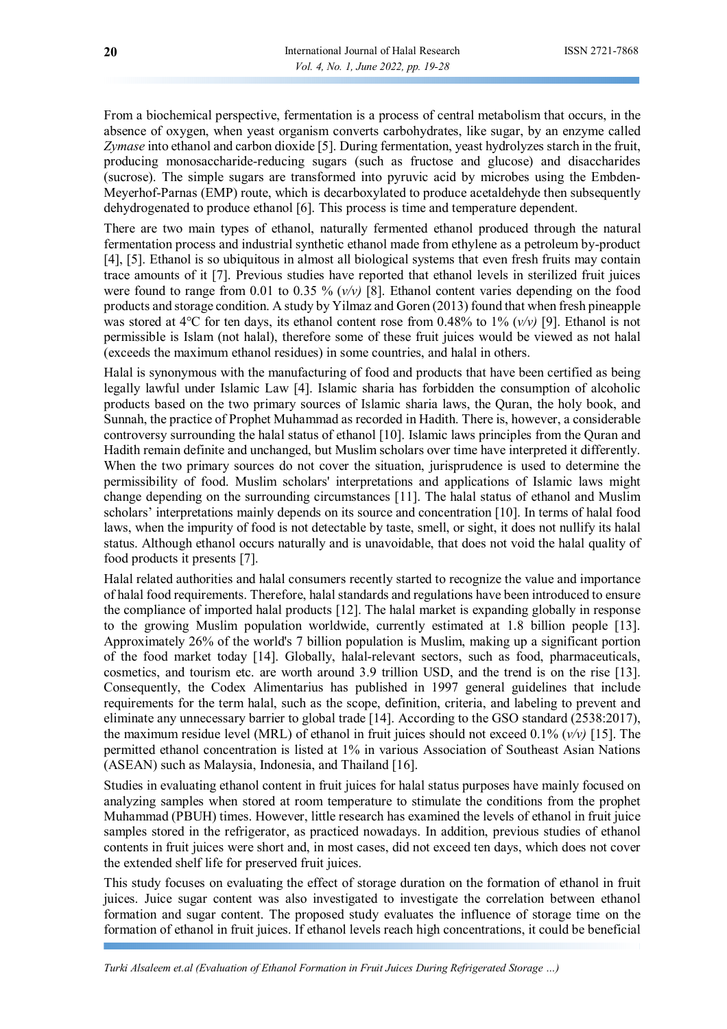From a biochemical perspective, fermentation is a process of central metabolism that occurs, in the absence of oxygen, when yeast organism converts carbohydrates, like sugar, by an enzyme called *Zymase* into ethanol and carbon dioxide [5]. During fermentation, yeast hydrolyzes starch in the fruit, producing monosaccharide-reducing sugars (such as fructose and glucose) and disaccharides (sucrose). The simple sugars are transformed into pyruvic acid by microbes using the Embden-Meyerhof-Parnas (EMP) route, which is decarboxylated to produce acetaldehyde then subsequently dehydrogenated to produce ethanol [6]. This process is time and temperature dependent.

There are two main types of ethanol, naturally fermented ethanol produced through the natural fermentation process and industrial synthetic ethanol made from ethylene as a petroleum by-product [4], [5]. Ethanol is so ubiquitous in almost all biological systems that even fresh fruits may contain trace amounts of it [7]. Previous studies have reported that ethanol levels in sterilized fruit juices were found to range from 0.01 to 0.35 % (*v/v*) [8]. Ethanol content varies depending on the food products and storage condition. A study by Yilmaz and Goren (2013) found that when fresh pineapple was stored at 4°C for ten days, its ethanol content rose from 0.48% to 1% (*v/v*) [9]. Ethanol is not permissible is Islam (not halal), therefore some of these fruit juices would be viewed as not halal (exceeds the maximum ethanol residues) in some countries, and halal in others.

Halal is synonymous with the manufacturing of food and products that have been certified as being legally lawful under Islamic Law [4]. Islamic sharia has forbidden the consumption of alcoholic products based on the two primary sources of Islamic sharia laws, the Quran, the holy book, and Sunnah, the practice of Prophet Muhammad as recorded in Hadith. There is, however, a considerable controversy surrounding the halal status of ethanol [10]. Islamic laws principles from the Quran and Hadith remain definite and unchanged, but Muslim scholars over time have interpreted it differently. When the two primary sources do not cover the situation, jurisprudence is used to determine the permissibility of food. Muslim scholars' interpretations and applications of Islamic laws might change depending on the surrounding circumstances [11]. The halal status of ethanol and Muslim scholars' interpretations mainly depends on its source and concentration [10]. In terms of halal food laws, when the impurity of food is not detectable by taste, smell, or sight, it does not nullify its halal status. Although ethanol occurs naturally and is unavoidable, that does not void the halal quality of food products it presents [7].

Halal related authorities and halal consumers recently started to recognize the value and importance of halal food requirements. Therefore, halal standards and regulations have been introduced to ensure the compliance of imported halal products [12]. The halal market is expanding globally in response to the growing Muslim population worldwide, currently estimated at 1.8 billion people [13]. Approximately 26% of the world's 7 billion population is Muslim, making up a significant portion of the food market today [14]. Globally, halal-relevant sectors, such as food, pharmaceuticals, cosmetics, and tourism etc. are worth around 3.9 trillion USD, and the trend is on the rise [13]. Consequently, the Codex Alimentarius has published in 1997 general guidelines that include requirements for the term halal, such as the scope, definition, criteria, and labeling to prevent and eliminate any unnecessary barrier to global trade [14]. According to the GSO standard (2538:2017), the maximum residue level (MRL) of ethanol in fruit juices should not exceed 0.1% (*v/v*) [15]. The permitted ethanol concentration is listed at 1% in various Association of Southeast Asian Nations (ASEAN) such as Malaysia, Indonesia, and Thailand [16].

Studies in evaluating ethanol content in fruit juices for halal status purposes have mainly focused on analyzing samples when stored at room temperature to stimulate the conditions from the prophet Muhammad (PBUH) times. However, little research has examined the levels of ethanol in fruit juice samples stored in the refrigerator, as practiced nowadays. In addition, previous studies of ethanol contents in fruit juices were short and, in most cases, did not exceed ten days, which does not cover the extended shelf life for preserved fruit juices.

This study focuses on evaluating the effect of storage duration on the formation of ethanol in fruit juices. Juice sugar content was also investigated to investigate the correlation between ethanol formation and sugar content. The proposed study evaluates the influence of storage time on the formation of ethanol in fruit juices. If ethanol levels reach high concentrations, it could be beneficial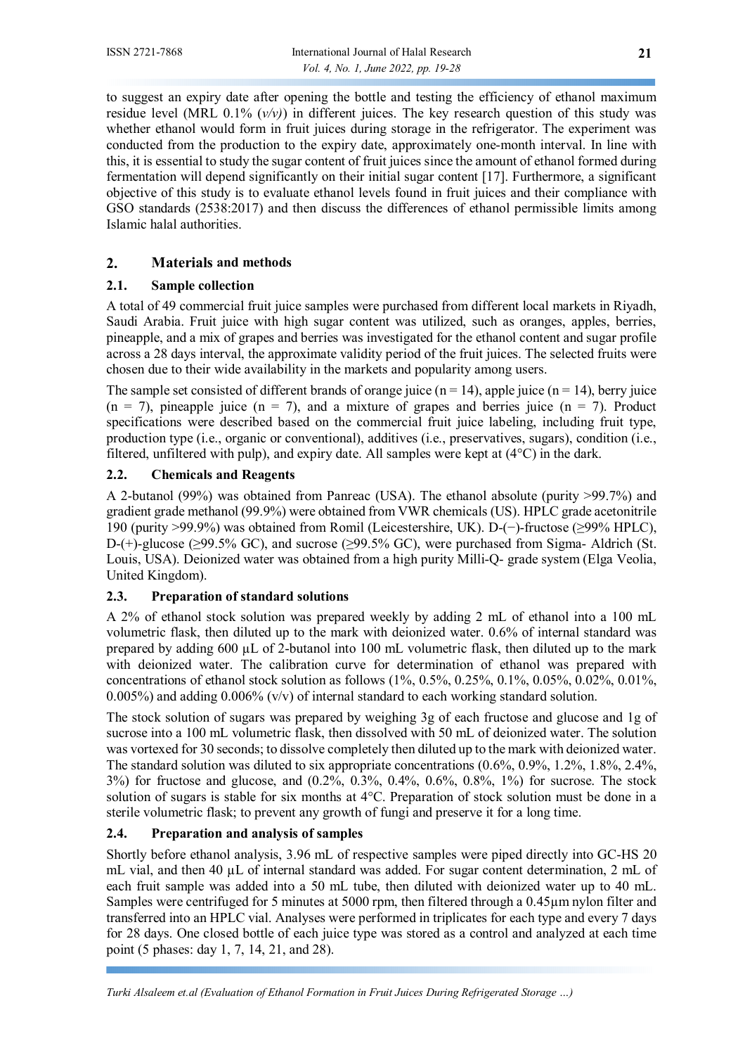to suggest an expiry date after opening the bottle and testing the efficiency of ethanol maximum residue level (MRL 0.1% (*v/v*)) in different juices. The key research question of this study was whether ethanol would form in fruit juices during storage in the refrigerator. The experiment was conducted from the production to the expiry date, approximately one-month interval. In line with this, it is essential to study the sugar content of fruit juices since the amount of ethanol formed during fermentation will depend significantly on their initial sugar content [17]. Furthermore, a significant objective of this study is to evaluate ethanol levels found in fruit juices and their compliance with GSO standards (2538:2017) and then discuss the differences of ethanol permissible limits among Islamic halal authorities.

## 2. Materials and methods

### 2.1. Sample collection

A total of 49 commercial fruit juice samples were purchased from different local markets in Riyadh, Saudi Arabia. Fruit juice with high sugar content was utilized, such as oranges, apples, berries, pineapple, and a mix of grapes and berries was investigated for the ethanol content and sugar profile across a 28 days interval, the approximate validity period of the fruit juices. The selected fruits were chosen due to their wide availability in the markets and popularity among users.

The sample set consisted of different brands of orange juice ($n = 14$), apple juice ($n = 14$), berry juice ($n = 7$), pineapple juice ($n = 7$), and a mixture of grapes and berries juice ($n = 7$). Product specifications were described based on the commercial fruit juice labeling, including fruit type, production type (i.e., organic or conventional), additives (i.e., preservatives, sugars), condition (i.e., filtered, unfiltered with pulp), and expiry date. All samples were kept at (4°C) in the dark.

### 2.2. Chemicals and Reagents

A 2-butanol (99%) was obtained from Panreac (USA). The ethanol absolute (purity >99.7%) and gradient grade methanol (99.9%) were obtained from VWR chemicals (US). HPLC grade acetonitrile 190 (purity >99.9%) was obtained from Romil (Leicestershire, UK). D-(−)-fructose (≥99% HPLC), D-(+)-glucose (≥99.5% GC), and sucrose (≥99.5% GC), were purchased from Sigma- Aldrich (St. Louis, USA). Deionized water was obtained from a high purity Milli-Q- grade system (Elga Veolia, United Kingdom).

### 2.3. Preparation of standard solutions

A 2% of ethanol stock solution was prepared weekly by adding 2 mL of ethanol into a 100 mL volumetric flask, then diluted up to the mark with deionized water. 0.6% of internal standard was prepared by adding 600 µL of 2-butanol into 100 mL volumetric flask, then diluted up to the mark with deionized water. The calibration curve for determination of ethanol was prepared with concentrations of ethanol stock solution as follows (1%, 0.5%, 0.25%, 0.1%, 0.05%, 0.02%, 0.01%, 0.005%) and adding 0.006% (v/v) of internal standard to each working standard solution.

The stock solution of sugars was prepared by weighing 3g of each fructose and glucose and 1g of sucrose into a 100 mL volumetric flask, then dissolved with 50 mL of deionized water. The solution was vortexed for 30 seconds; to dissolve completely then diluted up to the mark with deionized water. The standard solution was diluted to six appropriate concentrations (0.6%, 0.9%, 1.2%, 1.8%, 2.4%, 3%) for fructose and glucose, and (0.2%, 0.3%, 0.4%, 0.6%, 0.8%, 1%) for sucrose. The stock solution of sugars is stable for six months at 4°C. Preparation of stock solution must be done in a sterile volumetric flask; to prevent any growth of fungi and preserve it for a long time.

### 2.4. Preparation and analysis of samples

Shortly before ethanol analysis, 3.96 mL of respective samples were piped directly into GC-HS 20 mL vial, and then 40 µL of internal standard was added. For sugar content determination, 2 mL of each fruit sample was added into a 50 mL tube, then diluted with deionized water up to 40 mL. Samples were centrifuged for 5 minutes at 5000 rpm, then filtered through a 0.45µm nylon filter and transferred into an HPLC vial. Analyses were performed in triplicates for each type and every 7 days for 28 days. One closed bottle of each juice type was stored as a control and analyzed at each time point (5 phases: day 1, 7, 14, 21, and 28).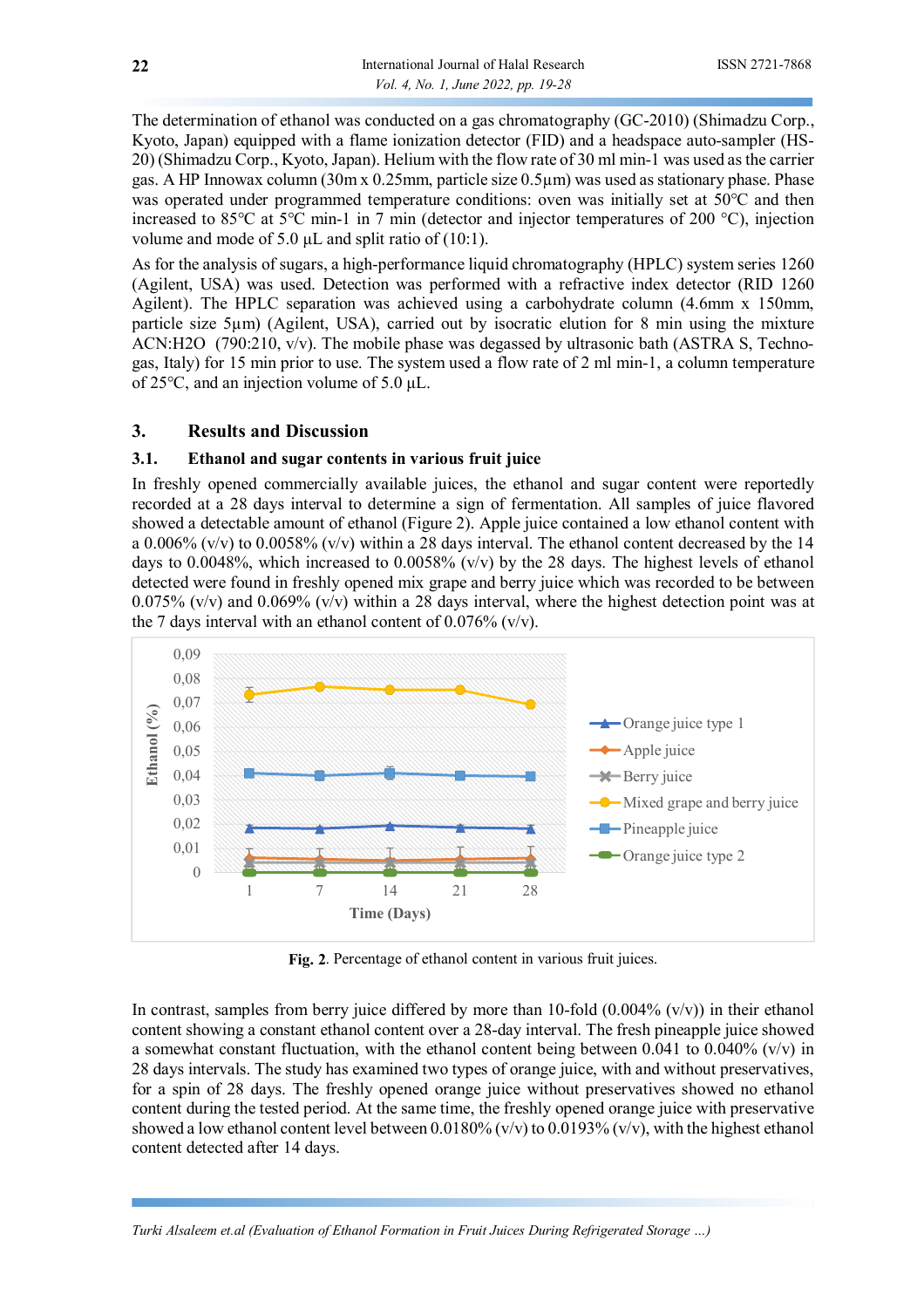The determination of ethanol was conducted on a gas chromatography (GC-2010) (Shimadzu Corp., Kyoto, Japan) equipped with a flame ionization detector (FID) and a headspace auto-sampler (HS-20) (Shimadzu Corp., Kyoto, Japan). Helium with the flow rate of 30 ml min-1 was used as the carrier gas. A HP Innowax column (30m x 0.25mm, particle size 0.5µm) was used as stationary phase. Phase was operated under programmed temperature conditions: oven was initially set at 50°C and then increased to 85°C at 5°C min-1 in 7 min (detector and injector temperatures of 200 °C), injection volume and mode of 5.0 µL and split ratio of (10:1).

As for the analysis of sugars, a high-performance liquid chromatography (HPLC) system series 1260 (Agilent, USA) was used. Detection was performed with a refractive index detector (RID 1260 Agilent). The HPLC separation was achieved using a carbohydrate column (4.6mm x 150mm, particle size 5µm) (Agilent, USA), carried out by isocratic elution for 8 min using the mixture ACN:H2O (790:210, v/v). The mobile phase was degassed by ultrasonic bath (ASTRA S, Techno-gas, Italy) for 15 min prior to use. The system used a flow rate of 2 ml min-1, a column temperature of 25°C, and an injection volume of 5.0 µL.

## 3. Results and Discussion

### 3.1. Ethanol and sugar contents in various fruit juice

In freshly opened commercially available juices, the ethanol and sugar content were reportedly recorded at a 28 days interval to determine a sign of fermentation. All samples of juice flavored showed a detectable amount of ethanol (Figure 2). Apple juice contained a low ethanol content with a 0.006% (v/v) to 0.0058% (v/v) within a 28 days interval. The ethanol content decreased by the 14 days to 0.0048%, which increased to 0.0058% (v/v) by the 28 days. The highest levels of ethanol detected were found in freshly opened mix grape and berry juice which was recorded to be between 0.075% (v/v) and 0.069% (v/v) within a 28 days interval, where the highest detection point was at the 7 days interval with an ethanol content of 0.076% (v/v).

Ethanol (%)
0,09
0,08
0,07
0,06
0,05
0,04
0,03
0,02
0,01
0
1
7
14
21
28
Time (Days)
Orange juice type 1
Apple juice
Berry juice
Mixed grape and berry juice
Pineapple juice
Orange juice type 2

**Fig. 2**. Percentage of ethanol content in various fruit juices.

In contrast, samples from berry juice differed by more than 10-fold (0.004% (v/v)) in their ethanol content showing a constant ethanol content over a 28-day interval. The fresh pineapple juice showed a somewhat constant fluctuation, with the ethanol content being between 0.041 to 0.040% (v/v) in 28 days intervals. The study has examined two types of orange juice, with and without preservatives, for a spin of 28 days. The freshly opened orange juice without preservatives showed no ethanol content during the tested period. At the same time, the freshly opened orange juice with preservative showed a low ethanol content level between 0.0180% (v/v) to 0.0193% (v/v), with the highest ethanol content detected after 14 days.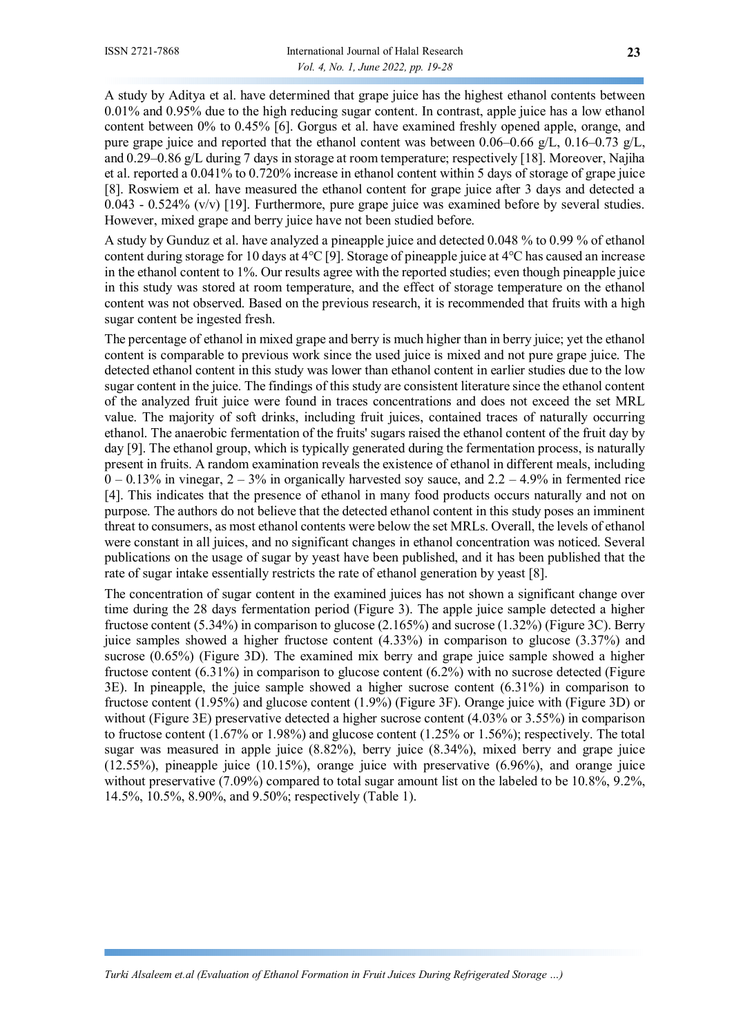A study by Aditya et al. have determined that grape juice has the highest ethanol contents between 0.01% and 0.95% due to the high reducing sugar content. In contrast, apple juice has a low ethanol content between 0% to 0.45% [6]. Gorgus et al. have examined freshly opened apple, orange, and pure grape juice and reported that the ethanol content was between 0.06–0.66 g/L, 0.16–0.73 g/L, and 0.29–0.86 g/L during 7 days in storage at room temperature; respectively [18]. Moreover, Najiha et al. reported a 0.041% to 0.720% increase in ethanol content within 5 days of storage of grape juice [8]. Roswiem et al. have measured the ethanol content for grape juice after 3 days and detected a 0.043 - 0.524% (v/v) [19]. Furthermore, pure grape juice was examined before by several studies. However, mixed grape and berry juice have not been studied before.

A study by Gunduz et al. have analyzed a pineapple juice and detected 0.048 % to 0.99 % of ethanol content during storage for 10 days at 4°C [9]. Storage of pineapple juice at 4°C has caused an increase in the ethanol content to 1%. Our results agree with the reported studies; even though pineapple juice in this study was stored at room temperature, and the effect of storage temperature on the ethanol content was not observed. Based on the previous research, it is recommended that fruits with a high sugar content be ingested fresh.

The percentage of ethanol in mixed grape and berry is much higher than in berry juice; yet the ethanol content is comparable to previous work since the used juice is mixed and not pure grape juice. The detected ethanol content in this study was lower than ethanol content in earlier studies due to the low sugar content in the juice. The findings of this study are consistent literature since the ethanol content of the analyzed fruit juice were found in traces concentrations and does not exceed the set MRL value. The majority of soft drinks, including fruit juices, contained traces of naturally occurring ethanol. The anaerobic fermentation of the fruits' sugars raised the ethanol content of the fruit day by day [9]. The ethanol group, which is typically generated during the fermentation process, is naturally present in fruits. A random examination reveals the existence of ethanol in different meals, including 0 – 0.13% in vinegar, 2 – 3% in organically harvested soy sauce, and 2.2 – 4.9% in fermented rice [4]. This indicates that the presence of ethanol in many food products occurs naturally and not on purpose. The authors do not believe that the detected ethanol content in this study poses an imminent threat to consumers, as most ethanol contents were below the set MRLs. Overall, the levels of ethanol were constant in all juices, and no significant changes in ethanol concentration was noticed. Several publications on the usage of sugar by yeast have been published, and it has been published that the rate of sugar intake essentially restricts the rate of ethanol generation by yeast [8].

The concentration of sugar content in the examined juices has not shown a significant change over time during the 28 days fermentation period (Figure 3). The apple juice sample detected a higher fructose content (5.34%) in comparison to glucose (2.165%) and sucrose (1.32%) (Figure 3C). Berry juice samples showed a higher fructose content (4.33%) in comparison to glucose (3.37%) and sucrose (0.65%) (Figure 3D). The examined mix berry and grape juice sample showed a higher fructose content (6.31%) in comparison to glucose content (6.2%) with no sucrose detected (Figure 3E). In pineapple, the juice sample showed a higher sucrose content (6.31%) in comparison to fructose content (1.95%) and glucose content (1.9%) (Figure 3F). Orange juice with (Figure 3D) or without (Figure 3E) preservative detected a higher sucrose content (4.03% or 3.55%) in comparison to fructose content (1.67% or 1.98%) and glucose content (1.25% or 1.56%); respectively. The total sugar was measured in apple juice (8.82%), berry juice (8.34%), mixed berry and grape juice (12.55%), pineapple juice (10.15%), orange juice with preservative (6.96%), and orange juice without preservative (7.09%) compared to total sugar amount list on the labeled to be 10.8%, 9.2%, 14.5%, 10.5%, 8.90%, and 9.50%; respectively (Table 1).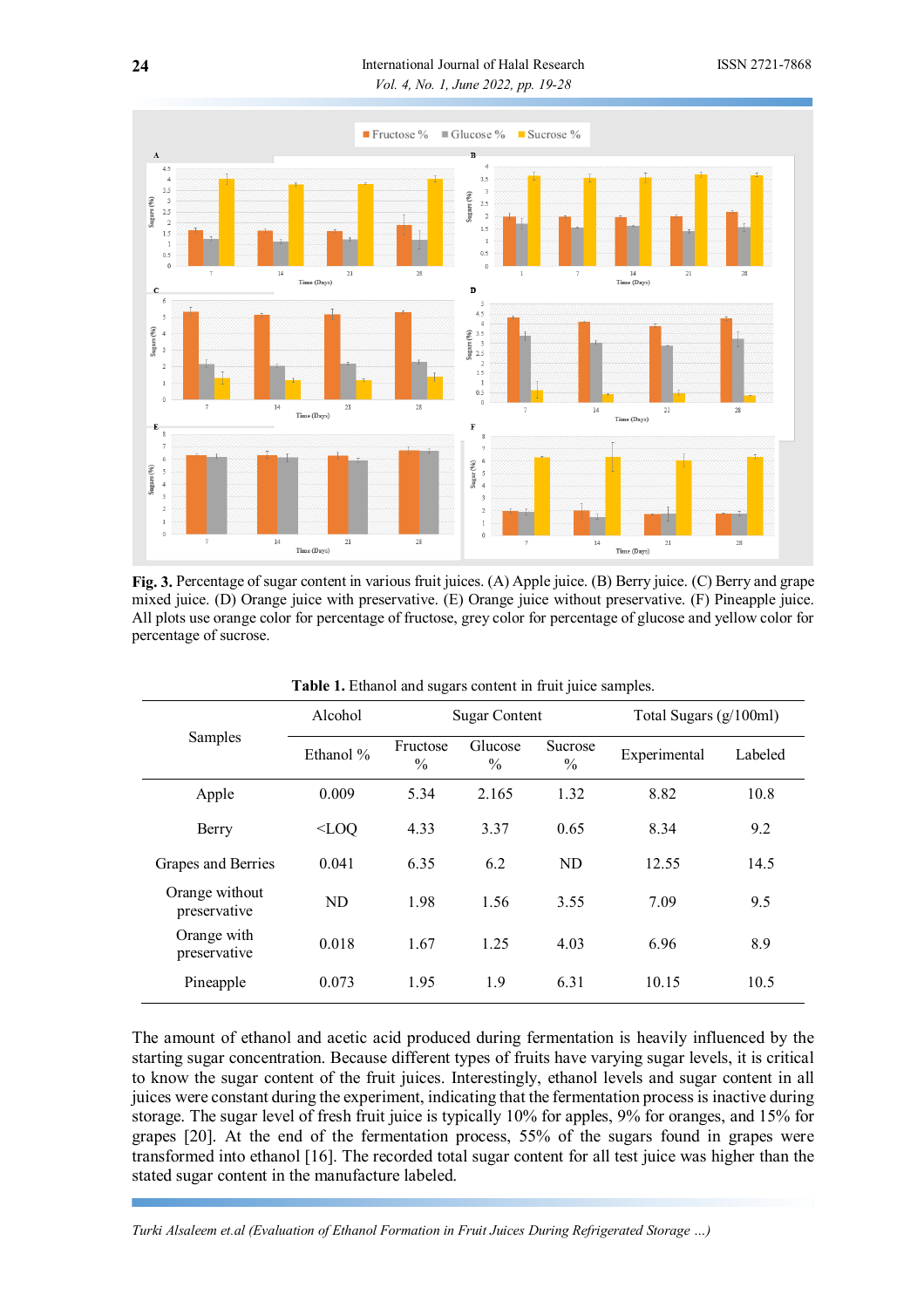Fructose % Glucose % Sucrose %

A

Sugars (%)

0 0.5 1 1.5 2 2.5 3 3.5 4 4.5

7 14 21 28

Time (Days)

B

Sugars (%)

0 0.5 1 1.5 2 2.5 3 3.5 4

1 7 14 21 28

Time (Days)

C

Sugars (%)

0 1 2 3 4 5 6

7 14 21 28

Time (Days)

D

Sugars (%)

0 0.5 1 1.5 2 2.5 3 3.5 4 4.5 5

7 14 21 28

Time (Days)

E

Sugars (%)

0 1 2 3 4 5 6 7 8

7 14 21 28

Time (Days)

F

Sugar (%)

0 1 2 3 4 5 6 7 8

7 14 21 28

Time (Days)

**Fig. 3.** Percentage of sugar content in various fruit juices. (A) Apple juice. (B) Berry juice. (C) Berry and grape mixed juice. (D) Orange juice with preservative. (E) Orange juice without preservative. (F) Pineapple juice. All plots use orange color for percentage of fructose, grey color for percentage of glucose and yellow color for percentage of sucrose.

**Table 1.** Ethanol and sugars content in fruit juice samples.

| Samples | Alcohol | Sugar Content | | | Total Sugars (g/100ml) | |
|---|---|---|---|---|---|---|
| | Ethanol % | Fructose % | Glucose % | Sucrose % | Experimental | Labeled |
| Apple | 0.009 | 5.34 | 2.165 | 1.32 | 8.82 | 10.8 |
| Berry | <LOQ | 4.33 | 3.37 | 0.65 | 8.34 | 9.2 |
| Grapes and Berries | 0.041 | 6.35 | 6.2 | ND | 12.55 | 14.5 |
| Orange without preservative | ND | 1.98 | 1.56 | 3.55 | 7.09 | 9.5 |
| Orange with preservative | 0.018 | 1.67 | 1.25 | 4.03 | 6.96 | 8.9 |
| Pineapple | 0.073 | 1.95 | 1.9 | 6.31 | 10.15 | 10.5 |

The amount of ethanol and acetic acid produced during fermentation is heavily influenced by the starting sugar concentration. Because different types of fruits have varying sugar levels, it is critical to know the sugar content of the fruit juices. Interestingly, ethanol levels and sugar content in all juices were constant during the experiment, indicating that the fermentation process is inactive during storage. The sugar level of fresh fruit juice is typically 10% for apples, 9% for oranges, and 15% for grapes [20]. At the end of the fermentation process, 55% of the sugars found in grapes were transformed into ethanol [16]. The recorded total sugar content for all test juice was higher than the stated sugar content in the manufacture labeled.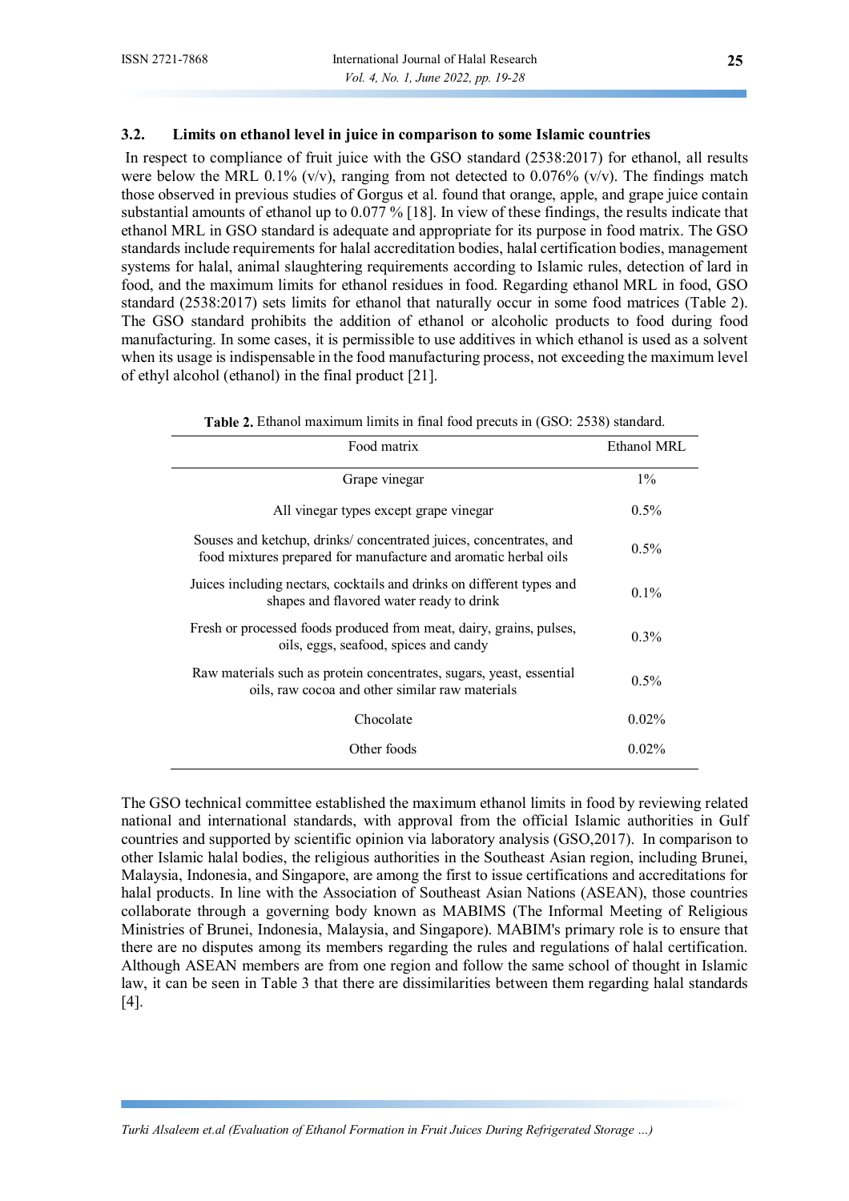### 3.2. Limits on ethanol level in juice in comparison to some Islamic countries

In respect to compliance of fruit juice with the GSO standard (2538:2017) for ethanol, all results were below the MRL 0.1% (v/v), ranging from not detected to 0.076% (v/v). The findings match those observed in previous studies of Gorgus et al. found that orange, apple, and grape juice contain substantial amounts of ethanol up to 0.077 % [18]. In view of these findings, the results indicate that ethanol MRL in GSO standard is adequate and appropriate for its purpose in food matrix. The GSO standards include requirements for halal accreditation bodies, halal certification bodies, management systems for halal, animal slaughtering requirements according to Islamic rules, detection of lard in food, and the maximum limits for ethanol residues in food. Regarding ethanol MRL in food, GSO standard (2538:2017) sets limits for ethanol that naturally occur in some food matrices (Table 2). The GSO standard prohibits the addition of ethanol or alcoholic products to food during food manufacturing. In some cases, it is permissible to use additives in which ethanol is used as a solvent when its usage is indispensable in the food manufacturing process, not exceeding the maximum level of ethyl alcohol (ethanol) in the final product [21].

**Table 2.** Ethanol maximum limits in final food precuts in (GSO: 2538) standard.

| Food matrix | Ethanol MRL |
|---|---|
| Grape vinegar | 1% |
| All vinegar types except grape vinegar | 0.5% |
| Souses and ketchup, drinks/ concentrated juices, concentrates, and food mixtures prepared for manufacture and aromatic herbal oils | 0.5% |
| Juices including nectars, cocktails and drinks on different types and shapes and flavored water ready to drink | 0.1% |
| Fresh or processed foods produced from meat, dairy, grains, pulses, oils, eggs, seafood, spices and candy | 0.3% |
| Raw materials such as protein concentrates, sugars, yeast, essential oils, raw cocoa and other similar raw materials | 0.5% |
| Chocolate | 0.02% |
| Other foods | 0.02% |

The GSO technical committee established the maximum ethanol limits in food by reviewing related national and international standards, with approval from the official Islamic authorities in Gulf countries and supported by scientific opinion via laboratory analysis (GSO,2017). In comparison to other Islamic halal bodies, the religious authorities in the Southeast Asian region, including Brunei, Malaysia, Indonesia, and Singapore, are among the first to issue certifications and accreditations for halal products. In line with the Association of Southeast Asian Nations (ASEAN), those countries collaborate through a governing body known as MABIMS (The Informal Meeting of Religious Ministries of Brunei, Indonesia, Malaysia, and Singapore). MABIM's primary role is to ensure that there are no disputes among its members regarding the rules and regulations of halal certification. Although ASEAN members are from one region and follow the same school of thought in Islamic law, it can be seen in Table 3 that there are dissimilarities between them regarding halal standards [4].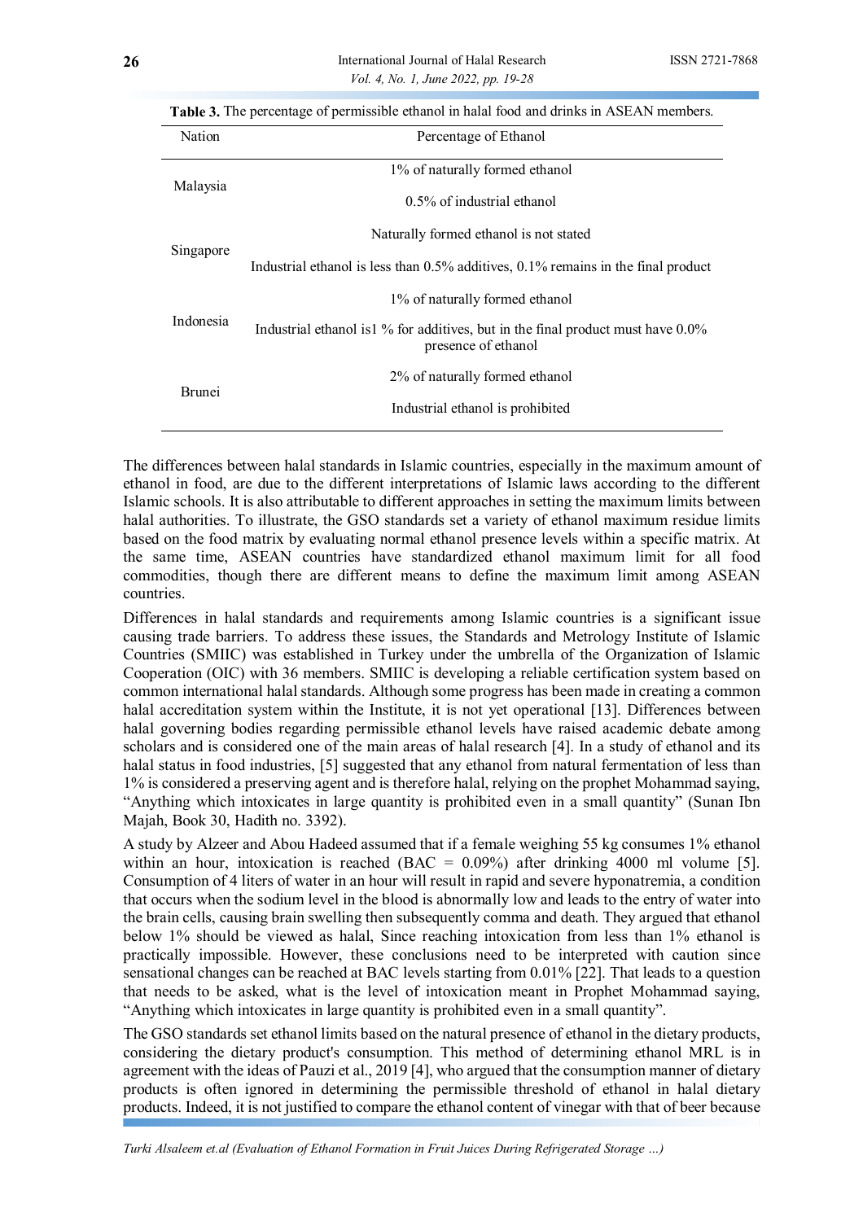**Table 3.** The percentage of permissible ethanol in halal food and drinks in ASEAN members.

| Nation | Percentage of Ethanol |
|---|---|
| Malaysia | 1% of naturally formed ethanol<br>0.5% of industrial ethanol |
| Singapore | Naturally formed ethanol is not stated<br>Industrial ethanol is less than 0.5% additives, 0.1% remains in the final product |
| Indonesia | 1% of naturally formed ethanol<br>Industrial ethanol is1 % for additives, but in the final product must have 0.0% presence of ethanol |
| Brunei | 2% of naturally formed ethanol<br>Industrial ethanol is prohibited |

The differences between halal standards in Islamic countries, especially in the maximum amount of ethanol in food, are due to the different interpretations of Islamic laws according to the different Islamic schools. It is also attributable to different approaches in setting the maximum limits between halal authorities. To illustrate, the GSO standards set a variety of ethanol maximum residue limits based on the food matrix by evaluating normal ethanol presence levels within a specific matrix. At the same time, ASEAN countries have standardized ethanol maximum limit for all food commodities, though there are different means to define the maximum limit among ASEAN countries.

Differences in halal standards and requirements among Islamic countries is a significant issue causing trade barriers. To address these issues, the Standards and Metrology Institute of Islamic Countries (SMIIC) was established in Turkey under the umbrella of the Organization of Islamic Cooperation (OIC) with 36 members. SMIIC is developing a reliable certification system based on common international halal standards. Although some progress has been made in creating a common halal accreditation system within the Institute, it is not yet operational [13]. Differences between halal governing bodies regarding permissible ethanol levels have raised academic debate among scholars and is considered one of the main areas of halal research [4]. In a study of ethanol and its halal status in food industries, [5] suggested that any ethanol from natural fermentation of less than 1% is considered a preserving agent and is therefore halal, relying on the prophet Mohammad saying, "Anything which intoxicates in large quantity is prohibited even in a small quantity" (Sunan Ibn Majah, Book 30, Hadith no. 3392).

A study by Alzeer and Abou Hadeed assumed that if a female weighing 55 kg consumes 1% ethanol within an hour, intoxication is reached (BAC = 0.09%) after drinking 4000 ml volume [5]. Consumption of 4 liters of water in an hour will result in rapid and severe hyponatremia, a condition that occurs when the sodium level in the blood is abnormally low and leads to the entry of water into the brain cells, causing brain swelling then subsequently comma and death. They argued that ethanol below 1% should be viewed as halal, Since reaching intoxication from less than 1% ethanol is practically impossible. However, these conclusions need to be interpreted with caution since sensational changes can be reached at BAC levels starting from 0.01% [22]. That leads to a question that needs to be asked, what is the level of intoxication meant in Prophet Mohammad saying, "Anything which intoxicates in large quantity is prohibited even in a small quantity".

The GSO standards set ethanol limits based on the natural presence of ethanol in the dietary products, considering the dietary product's consumption. This method of determining ethanol MRL is in agreement with the ideas of Pauzi et al., 2019 [4], who argued that the consumption manner of dietary products is often ignored in determining the permissible threshold of ethanol in halal dietary products. Indeed, it is not justified to compare the ethanol content of vinegar with that of beer because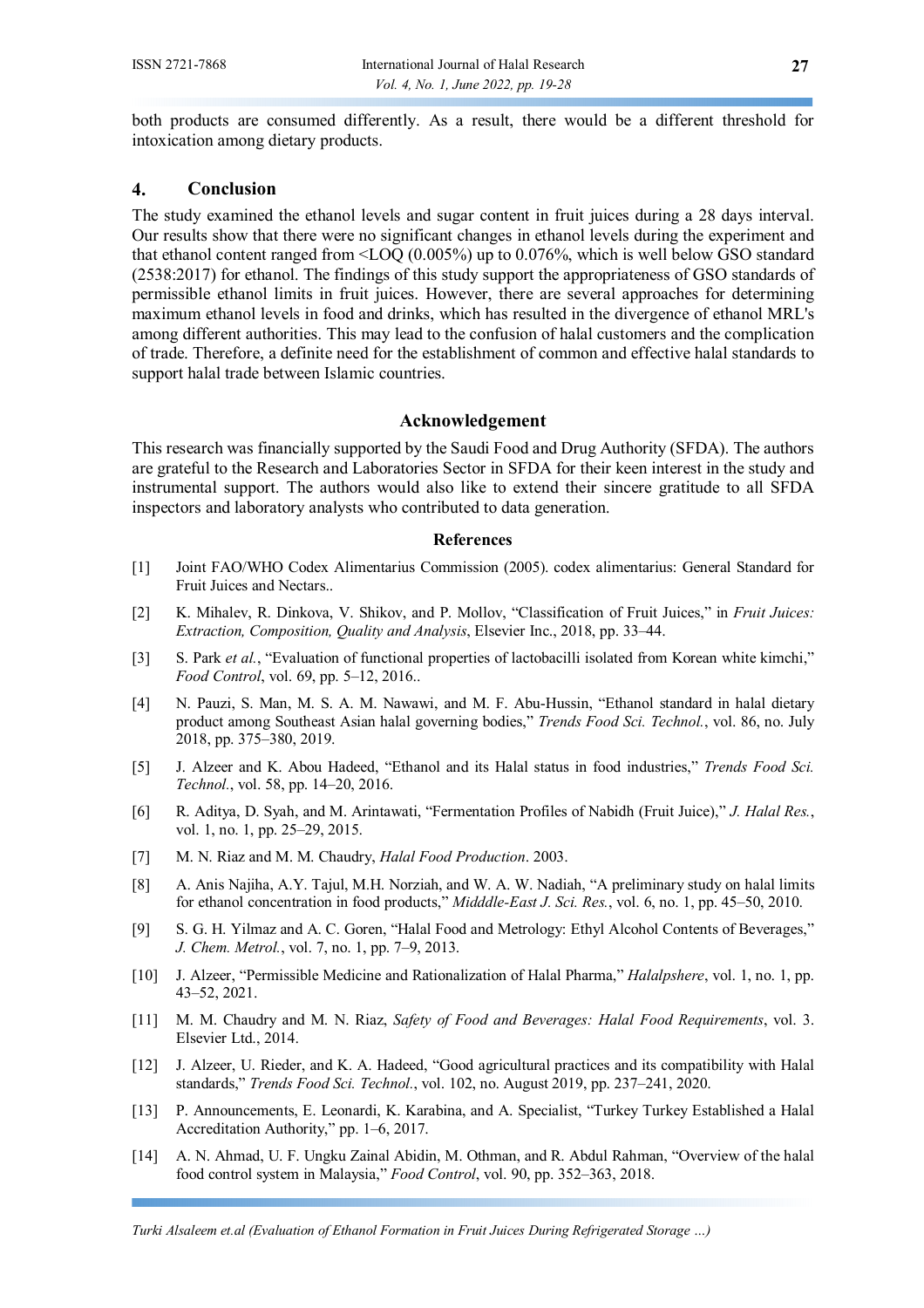both products are consumed differently. As a result, there would be a different threshold for intoxication among dietary products.

## 4. Conclusion

The study examined the ethanol levels and sugar content in fruit juices during a 28 days interval. Our results show that there were no significant changes in ethanol levels during the experiment and that ethanol content ranged from <LOQ (0.005%) up to 0.076%, which is well below GSO standard (2538:2017) for ethanol. The findings of this study support the appropriateness of GSO standards of permissible ethanol limits in fruit juices. However, there are several approaches for determining maximum ethanol levels in food and drinks, which has resulted in the divergence of ethanol MRL's among different authorities. This may lead to the confusion of halal customers and the complication of trade. Therefore, a definite need for the establishment of common and effective halal standards to support halal trade between Islamic countries.

## Acknowledgement

This research was financially supported by the Saudi Food and Drug Authority (SFDA). The authors are grateful to the Research and Laboratories Sector in SFDA for their keen interest in the study and instrumental support. The authors would also like to extend their sincere gratitude to all SFDA inspectors and laboratory analysts who contributed to data generation.

## References

[1] Joint FAO/WHO Codex Alimentarius Commission (2005). codex alimentarius: General Standard for Fruit Juices and Nectars..

[2] K. Mihalev, R. Dinkova, V. Shikov, and P. Mollov, "Classification of Fruit Juices," in *Fruit Juices: Extraction, Composition, Quality and Analysis*, Elsevier Inc., 2018, pp. 33–44.

[3] S. Park *et al.*, "Evaluation of functional properties of lactobacilli isolated from Korean white kimchi," *Food Control*, vol. 69, pp. 5–12, 2016..

[4] N. Pauzi, S. Man, M. S. A. M. Nawawi, and M. F. Abu-Hussin, "Ethanol standard in halal dietary product among Southeast Asian halal governing bodies," *Trends Food Sci. Technol.*, vol. 86, no. July 2018, pp. 375–380, 2019.

[5] J. Alzeer and K. Abou Hadeed, "Ethanol and its Halal status in food industries," *Trends Food Sci. Technol.*, vol. 58, pp. 14–20, 2016.

[6] R. Aditya, D. Syah, and M. Arintawati, "Fermentation Profiles of Nabidh (Fruit Juice)," *J. Halal Res.*, vol. 1, no. 1, pp. 25–29, 2015.

[7] M. N. Riaz and M. M. Chaudry, *Halal Food Production*. 2003.

[8] A. Anis Najiha, A.Y. Tajul, M.H. Norziah, and W. A. W. Nadiah, "A preliminary study on halal limits for ethanol concentration in food products," *Midddle-East J. Sci. Res.*, vol. 6, no. 1, pp. 45–50, 2010.

[9] S. G. H. Yilmaz and A. C. Goren, "Halal Food and Metrology: Ethyl Alcohol Contents of Beverages," *J. Chem. Metrol.*, vol. 7, no. 1, pp. 7–9, 2013.

[10] J. Alzeer, "Permissible Medicine and Rationalization of Halal Pharma," *Halalpshere*, vol. 1, no. 1, pp. 43–52, 2021.

[11] M. M. Chaudry and M. N. Riaz, *Safety of Food and Beverages: Halal Food Requirements*, vol. 3. Elsevier Ltd., 2014.

[12] J. Alzeer, U. Rieder, and K. A. Hadeed, "Good agricultural practices and its compatibility with Halal standards," *Trends Food Sci. Technol.*, vol. 102, no. August 2019, pp. 237–241, 2020.

[13] P. Announcements, E. Leonardi, K. Karabina, and A. Specialist, "Turkey Turkey Established a Halal Accreditation Authority," pp. 1–6, 2017.

[14] A. N. Ahmad, U. F. Ungku Zainal Abidin, M. Othman, and R. Abdul Rahman, "Overview of the halal food control system in Malaysia," *Food Control*, vol. 90, pp. 352–363, 2018.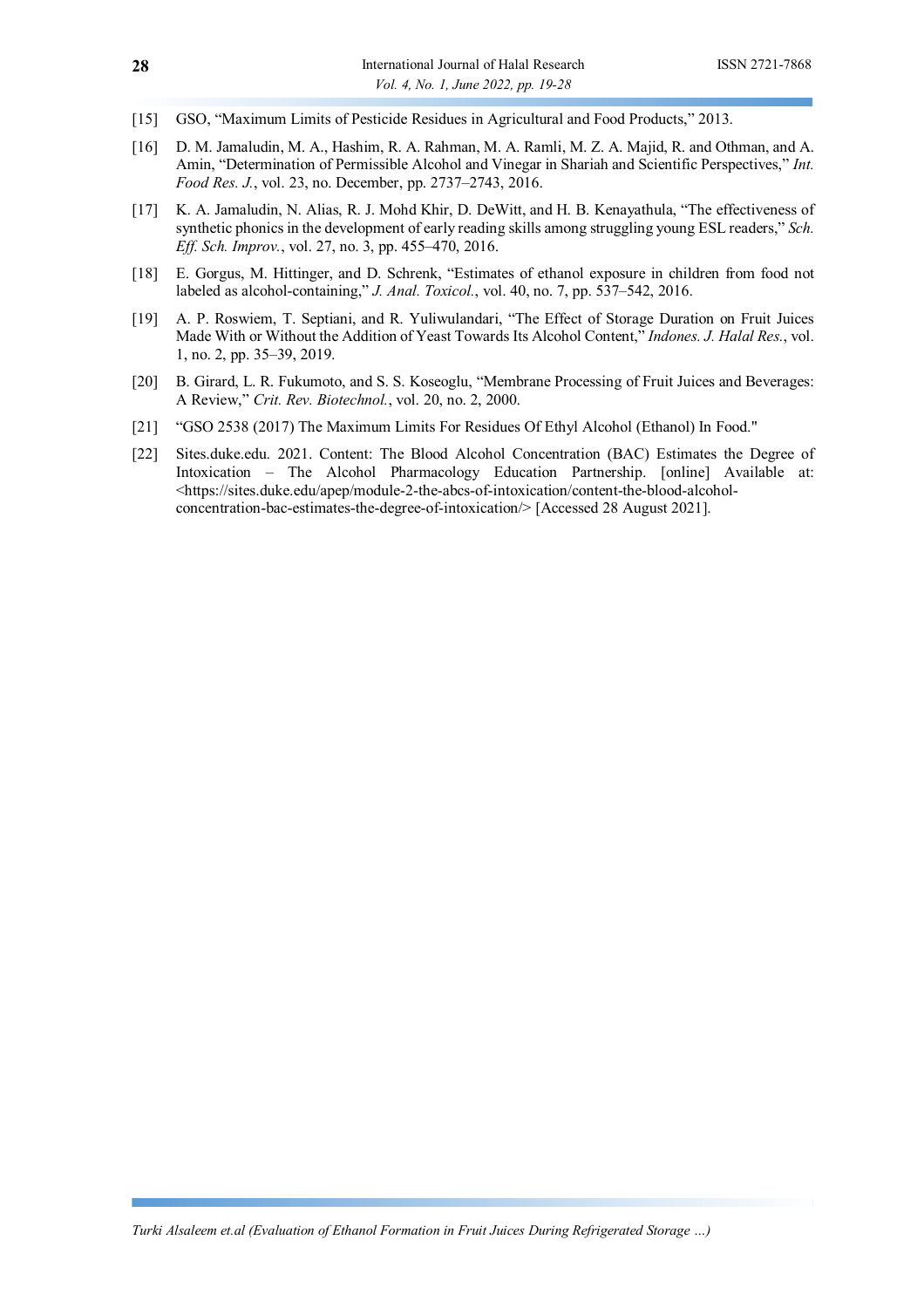[15] GSO, "Maximum Limits of Pesticide Residues in Agricultural and Food Products," 2013.

[16] D. M. Jamaludin, M. A., Hashim, R. A. Rahman, M. A. Ramli, M. Z. A. Majid, R. and Othman, and A. Amin, "Determination of Permissible Alcohol and Vinegar in Shariah and Scientific Perspectives," *Int. Food Res. J.*, vol. 23, no. December, pp. 2737–2743, 2016.

[17] K. A. Jamaludin, N. Alias, R. J. Mohd Khir, D. DeWitt, and H. B. Kenayathula, "The effectiveness of synthetic phonics in the development of early reading skills among struggling young ESL readers," *Sch. Eff. Sch. Improv.*, vol. 27, no. 3, pp. 455–470, 2016.

[18] E. Gorgus, M. Hittinger, and D. Schrenk, "Estimates of ethanol exposure in children from food not labeled as alcohol-containing," *J. Anal. Toxicol.*, vol. 40, no. 7, pp. 537–542, 2016.

[19] A. P. Roswiem, T. Septiani, and R. Yuliwulandari, "The Effect of Storage Duration on Fruit Juices Made With or Without the Addition of Yeast Towards Its Alcohol Content," *Indones. J. Halal Res.*, vol. 1, no. 2, pp. 35–39, 2019.

[20] B. Girard, L. R. Fukumoto, and S. S. Koseoglu, "Membrane Processing of Fruit Juices and Beverages: A Review," *Crit. Rev. Biotechnol.*, vol. 20, no. 2, 2000.

[21] "GSO 2538 (2017) The Maximum Limits For Residues Of Ethyl Alcohol (Ethanol) In Food."

[22] Sites.duke.edu. 2021. Content: The Blood Alcohol Concentration (BAC) Estimates the Degree of Intoxication – The Alcohol Pharmacology Education Partnership. [online] Available at: <https://sites.duke.edu/apep/module-2-the-abcs-of-intoxication/content-the-blood-alcohol-concentration-bac-estimates-the-degree-of-intoxication/> [Accessed 28 August 2021].